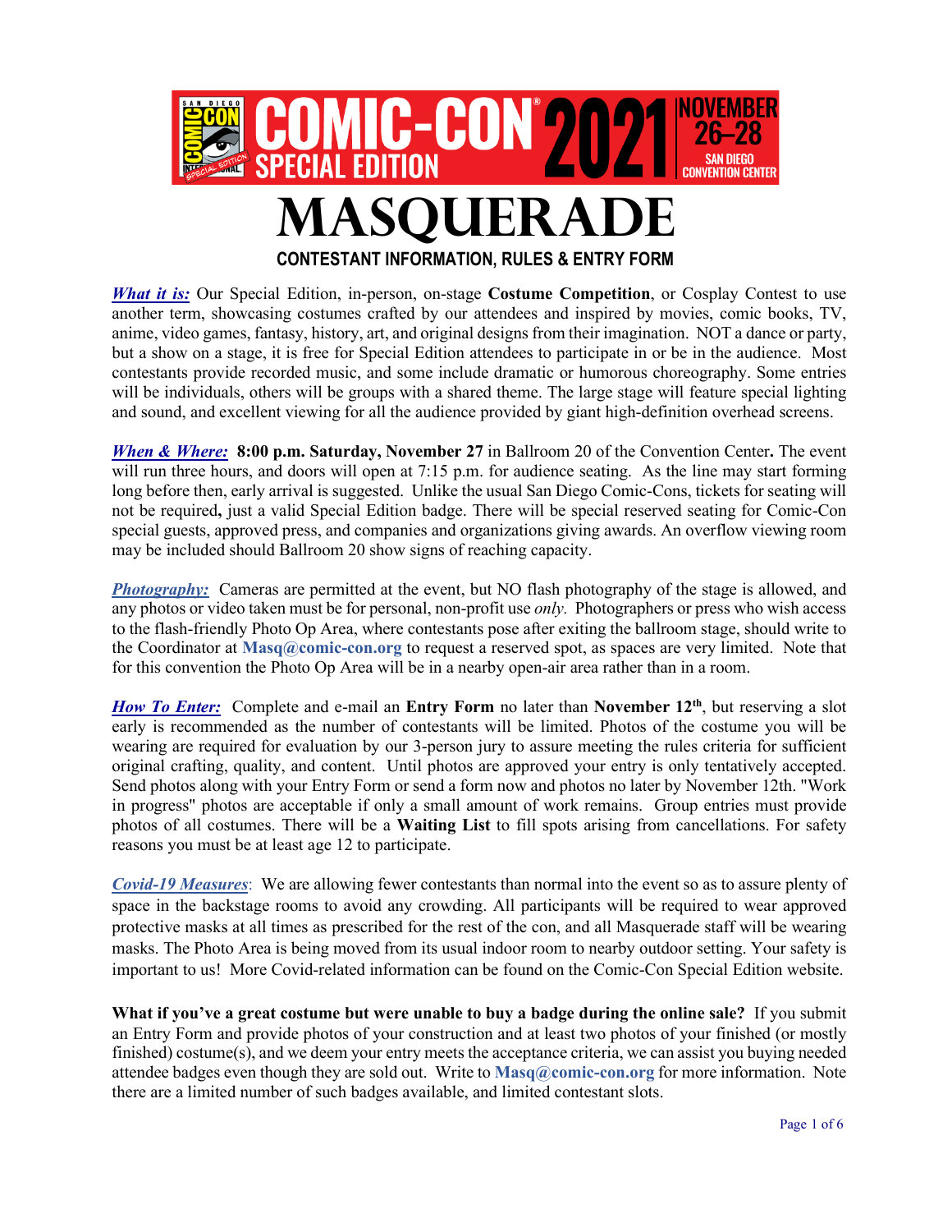# MASQUERADE

## CONTESTANT INFORMATION, RULES & ENTRY FORM

***What it is:*** Our Special Edition, in-person, on-stage **Costume Competition**, or Cosplay Contest to use another term, showcasing costumes crafted by our attendees and inspired by movies, comic books, TV, anime, video games, fantasy, history, art, and original designs from their imagination. NOT a dance or party, but a show on a stage, it is free for Special Edition attendees to participate in or be in the audience. Most contestants provide recorded music, and some include dramatic or humorous choreography. Some entries will be individuals, others will be groups with a shared theme. The large stage will feature special lighting and sound, and excellent viewing for all the audience provided by giant high-definition overhead screens.

***When & Where:*** **8:00 p.m. Saturday, November 27** in Ballroom 20 of the Convention Center**.** The event will run three hours, and doors will open at 7:15 p.m. for audience seating. As the line may start forming long before then, early arrival is suggested. Unlike the usual San Diego Comic-Cons, tickets for seating will not be required**,** just a valid Special Edition badge. There will be special reserved seating for Comic-Con special guests, approved press, and companies and organizations giving awards. An overflow viewing room may be included should Ballroom 20 show signs of reaching capacity.

***Photography:*** Cameras are permitted at the event, but NO flash photography of the stage is allowed, and any photos or video taken must be for personal, non-profit use *only.* Photographers or press who wish access to the flash-friendly Photo Op Area, where contestants pose after exiting the ballroom stage, should write to the Coordinator at **Masq@comic-con.org** to request a reserved spot, as spaces are very limited. Note that for this convention the Photo Op Area will be in a nearby open-air area rather than in a room.

***How To Enter:*** Complete and e-mail an **Entry Form** no later than **November 12th**, but reserving a slot early is recommended as the number of contestants will be limited. Photos of the costume you will be wearing are required for evaluation by our 3-person jury to assure meeting the rules criteria for sufficient original crafting, quality, and content. Until photos are approved your entry is only tentatively accepted. Send photos along with your Entry Form or send a form now and photos no later by November 12th. "Work in progress" photos are acceptable if only a small amount of work remains. Group entries must provide photos of all costumes. There will be a **Waiting List** to fill spots arising from cancellations. For safety reasons you must be at least age 12 to participate.

***Covid-19 Measures***: We are allowing fewer contestants than normal into the event so as to assure plenty of space in the backstage rooms to avoid any crowding. All participants will be required to wear approved protective masks at all times as prescribed for the rest of the con, and all Masquerade staff will be wearing masks. The Photo Area is being moved from its usual indoor room to nearby outdoor setting. Your safety is important to us! More Covid-related information can be found on the Comic-Con Special Edition website.

**What if you've a great costume but were unable to buy a badge during the online sale?** If you submit an Entry Form and provide photos of your construction and at least two photos of your finished (or mostly finished) costume(s), and we deem your entry meets the acceptance criteria, we can assist you buying needed attendee badges even though they are sold out. Write to **Masq@comic-con.org** for more information. Note there are a limited number of such badges available, and limited contestant slots.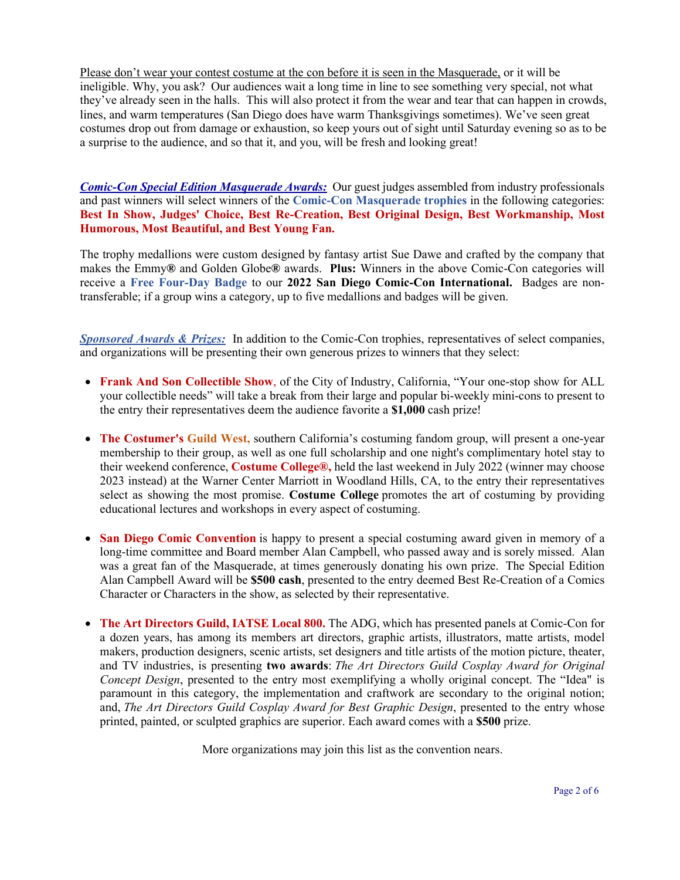Please don't wear your contest costume at the con before it is seen in the Masquerade, or it will be ineligible. Why, you ask? Our audiences wait a long time in line to see something very special, not what they've already seen in the halls. This will also protect it from the wear and tear that can happen in crowds, lines, and warm temperatures (San Diego does have warm Thanksgivings sometimes). We've seen great costumes drop out from damage or exhaustion, so keep yours out of sight until Saturday evening so as to be a surprise to the audience, and so that it, and you, will be fresh and looking great!

***Comic-Con Special Edition Masquerade Awards:*** Our guest judges assembled from industry professionals and past winners will select winners of the **Comic-Con Masquerade trophies** in the following categories: **Best In Show, Judges' Choice, Best Re-Creation, Best Original Design, Best Workmanship, Most Humorous, Most Beautiful, and Best Young Fan.**

The trophy medallions were custom designed by fantasy artist Sue Dawe and crafted by the company that makes the Emmy**®** and Golden Globe**®** awards. **Plus:** Winners in the above Comic-Con categories will receive a **Free Four-Day Badge** to our **2022 San Diego Comic-Con International.** Badges are non-transferable; if a group wins a category, up to five medallions and badges will be given.

***Sponsored Awards & Prizes:*** In addition to the Comic-Con trophies, representatives of select companies, and organizations will be presenting their own generous prizes to winners that they select:

- **Frank And Son Collectible Show**, of the City of Industry, California, "Your one-stop show for ALL your collectible needs" will take a break from their large and popular bi-weekly mini-cons to present to the entry their representatives deem the audience favorite a **$1,000** cash prize!
- **The Costumer's Guild West,** southern California's costuming fandom group, will present a one-year membership to their group, as well as one full scholarship and one night's complimentary hotel stay to their weekend conference, **Costume College®,** held the last weekend in July 2022 (winner may choose 2023 instead) at the Warner Center Marriott in Woodland Hills, CA, to the entry their representatives select as showing the most promise. **Costume College** promotes the art of costuming by providing educational lectures and workshops in every aspect of costuming.
- **San Diego Comic Convention** is happy to present a special costuming award given in memory of a long-time committee and Board member Alan Campbell, who passed away and is sorely missed. Alan was a great fan of the Masquerade, at times generously donating his own prize. The Special Edition Alan Campbell Award will be **$500 cash**, presented to the entry deemed Best Re-Creation of a Comics Character or Characters in the show, as selected by their representative.
- **The Art Directors Guild, IATSE Local 800.** The ADG, which has presented panels at Comic-Con for a dozen years, has among its members art directors, graphic artists, illustrators, matte artists, model makers, production designers, scenic artists, set designers and title artists of the motion picture, theater, and TV industries, is presenting **two awards**: *The Art Directors Guild Cosplay Award for Original Concept Design*, presented to the entry most exemplifying a wholly original concept. The "Idea" is paramount in this category, the implementation and craftwork are secondary to the original notion; and, *The Art Directors Guild Cosplay Award for Best Graphic Design*, presented to the entry whose printed, painted, or sculpted graphics are superior. Each award comes with a **$500** prize.

More organizations may join this list as the convention nears.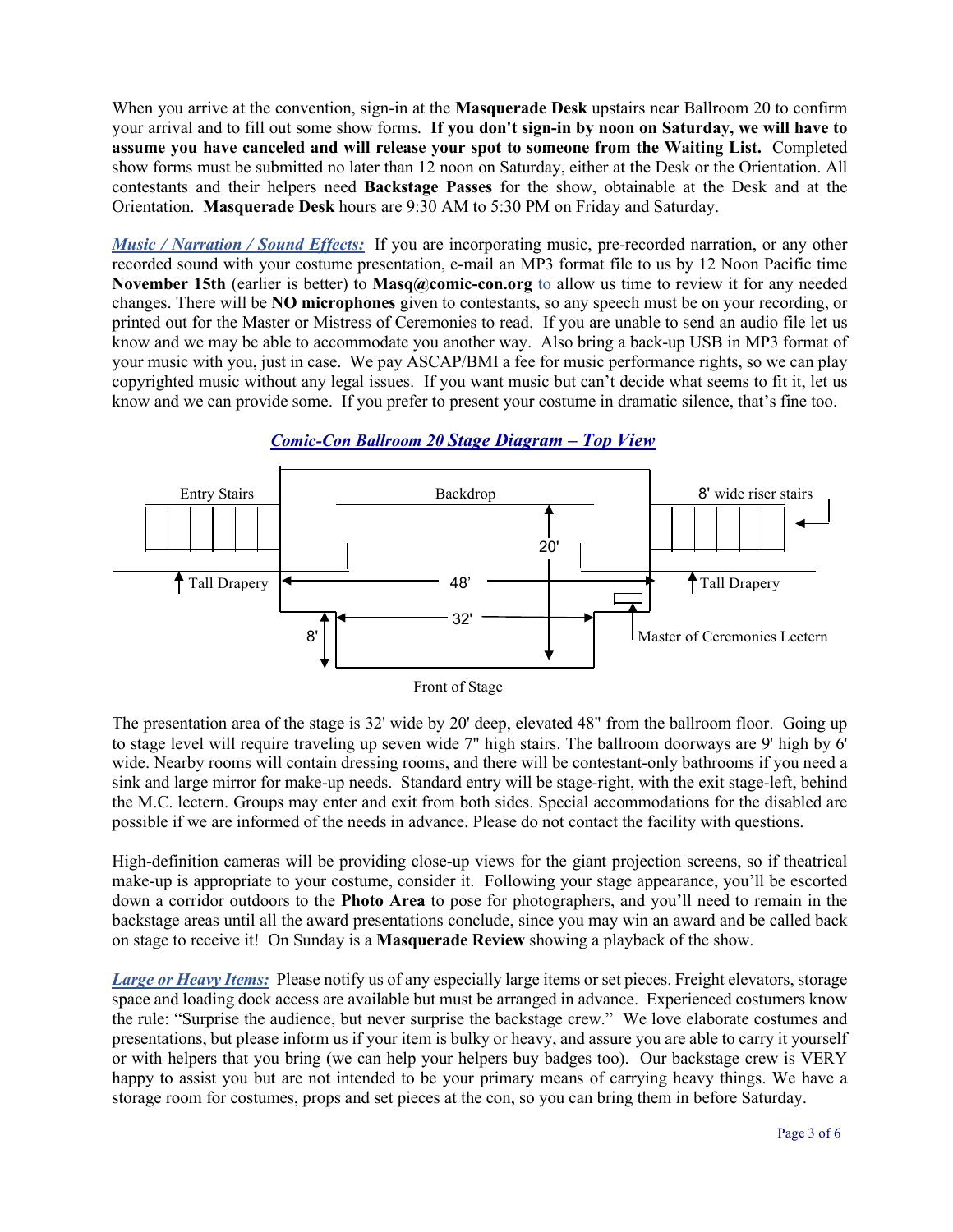When you arrive at the convention, sign-in at the **Masquerade Desk** upstairs near Ballroom 20 to confirm your arrival and to fill out some show forms. **If you don't sign-in by noon on Saturday, we will have to assume you have canceled and will release your spot to someone from the Waiting List.** Completed show forms must be submitted no later than 12 noon on Saturday, either at the Desk or the Orientation. All contestants and their helpers need **Backstage Passes** for the show, obtainable at the Desk and at the Orientation. **Masquerade Desk** hours are 9:30 AM to 5:30 PM on Friday and Saturday.

***Music / Narration / Sound Effects:*** If you are incorporating music, pre-recorded narration, or any other recorded sound with your costume presentation, e-mail an MP3 format file to us by 12 Noon Pacific time **November 15th** (earlier is better) to **Masq@comic-con.org** to allow us time to review it for any needed changes. There will be **NO microphones** given to contestants, so any speech must be on your recording, or printed out for the Master or Mistress of Ceremonies to read. If you are unable to send an audio file let us know and we may be able to accommodate you another way. Also bring a back-up USB in MP3 format of your music with you, just in case. We pay ASCAP/BMI a fee for music performance rights, so we can play copyrighted music without any legal issues. If you want music but can't decide what seems to fit it, let us know and we can provide some. If you prefer to present your costume in dramatic silence, that's fine too.

***Comic-Con Ballroom 20 Stage Diagram – Top View***

Entry Stairs | Backdrop | 8' wide riser stairs | 20' | Tall Drapery | 48' | Tall Drapery | 8' | 32' | Master of Ceremonies Lectern | Front of Stage

The presentation area of the stage is 32' wide by 20' deep, elevated 48" from the ballroom floor. Going up to stage level will require traveling up seven wide 7" high stairs. The ballroom doorways are 9' high by 6' wide. Nearby rooms will contain dressing rooms, and there will be contestant-only bathrooms if you need a sink and large mirror for make-up needs. Standard entry will be stage-right, with the exit stage-left, behind the M.C. lectern. Groups may enter and exit from both sides. Special accommodations for the disabled are possible if we are informed of the needs in advance. Please do not contact the facility with questions.

High-definition cameras will be providing close-up views for the giant projection screens, so if theatrical make-up is appropriate to your costume, consider it. Following your stage appearance, you'll be escorted down a corridor outdoors to the **Photo Area** to pose for photographers, and you'll need to remain in the backstage areas until all the award presentations conclude, since you may win an award and be called back on stage to receive it! On Sunday is a **Masquerade Review** showing a playback of the show.

***Large or Heavy Items:*** Please notify us of any especially large items or set pieces. Freight elevators, storage space and loading dock access are available but must be arranged in advance. Experienced costumers know the rule: "Surprise the audience, but never surprise the backstage crew." We love elaborate costumes and presentations, but please inform us if your item is bulky or heavy, and assure you are able to carry it yourself or with helpers that you bring (we can help your helpers buy badges too). Our backstage crew is VERY happy to assist you but are not intended to be your primary means of carrying heavy things. We have a storage room for costumes, props and set pieces at the con, so you can bring them in before Saturday.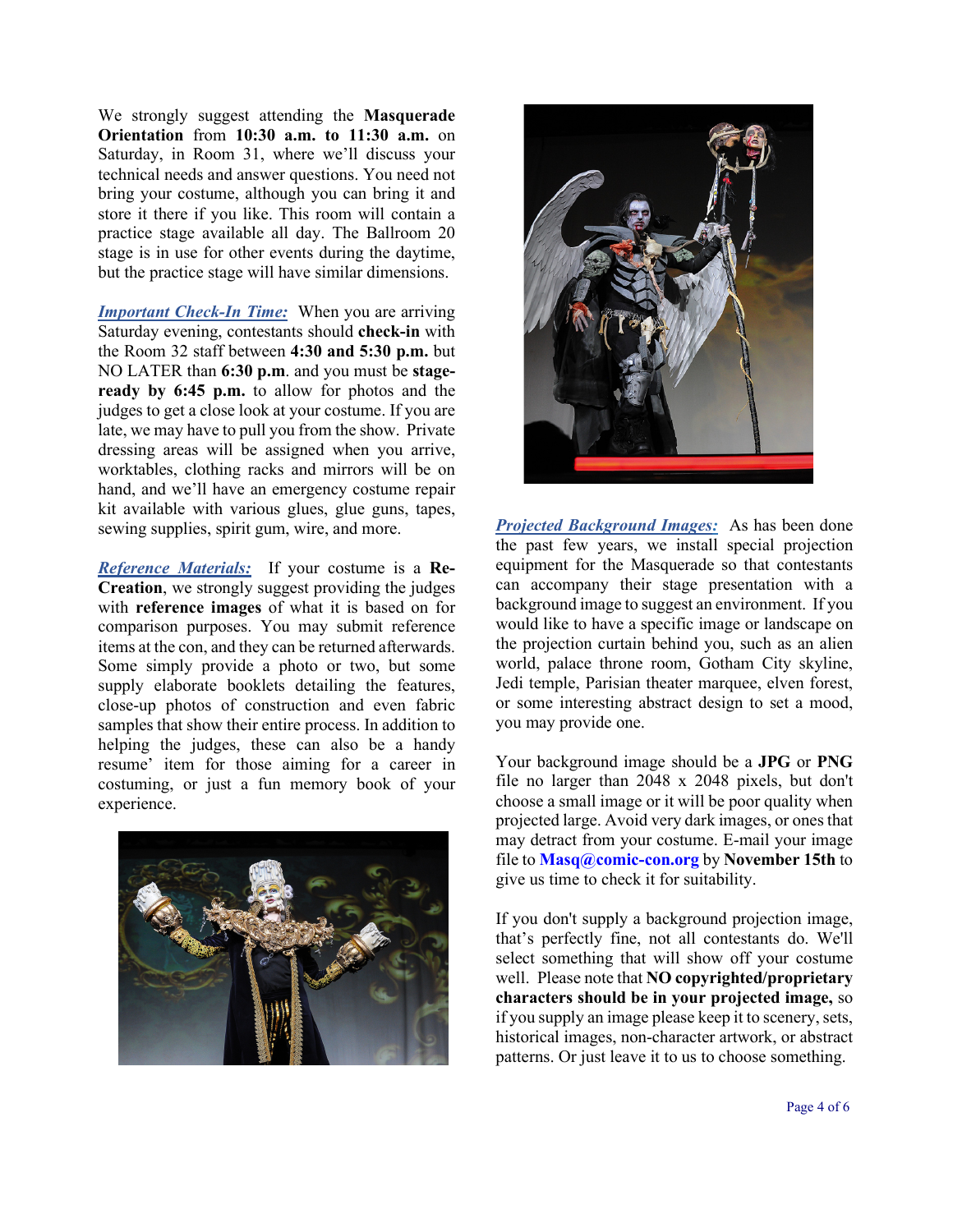We strongly suggest attending the **Masquerade Orientation** from **10:30 a.m. to 11:30 a.m.** on Saturday, in Room 31, where we'll discuss your technical needs and answer questions. You need not bring your costume, although you can bring it and store it there if you like. This room will contain a practice stage available all day. The Ballroom 20 stage is in use for other events during the daytime, but the practice stage will have similar dimensions.

***Important Check-In Time:*** When you are arriving Saturday evening, contestants should **check-in** with the Room 32 staff between **4:30 and 5:30 p.m.** but NO LATER than **6:30 p.m**. and you must be **stage-ready by 6:45 p.m.** to allow for photos and the judges to get a close look at your costume. If you are late, we may have to pull you from the show. Private dressing areas will be assigned when you arrive, worktables, clothing racks and mirrors will be on hand, and we'll have an emergency costume repair kit available with various glues, glue guns, tapes, sewing supplies, spirit gum, wire, and more.

***Reference Materials:*** If your costume is a **Re-Creation**, we strongly suggest providing the judges with **reference images** of what it is based on for comparison purposes. You may submit reference items at the con, and they can be returned afterwards. Some simply provide a photo or two, but some supply elaborate booklets detailing the features, close-up photos of construction and even fabric samples that show their entire process. In addition to helping the judges, these can also be a handy resume' item for those aiming for a career in costuming, or just a fun memory book of your experience.

***Projected Background Images:*** As has been done the past few years, we install special projection equipment for the Masquerade so that contestants can accompany their stage presentation with a background image to suggest an environment. If you would like to have a specific image or landscape on the projection curtain behind you, such as an alien world, palace throne room, Gotham City skyline, Jedi temple, Parisian theater marquee, elven forest, or some interesting abstract design to set a mood, you may provide one.

Your background image should be a **JPG** or **PNG** file no larger than 2048 x 2048 pixels, but don't choose a small image or it will be poor quality when projected large. Avoid very dark images, or ones that may detract from your costume. E-mail your image file to **Masq@comic-con.org** by **November 15th** to give us time to check it for suitability.

If you don't supply a background projection image, that's perfectly fine, not all contestants do. We'll select something that will show off your costume well. Please note that **NO copyrighted/proprietary characters should be in your projected image,** so if you supply an image please keep it to scenery, sets, historical images, non-character artwork, or abstract patterns. Or just leave it to us to choose something.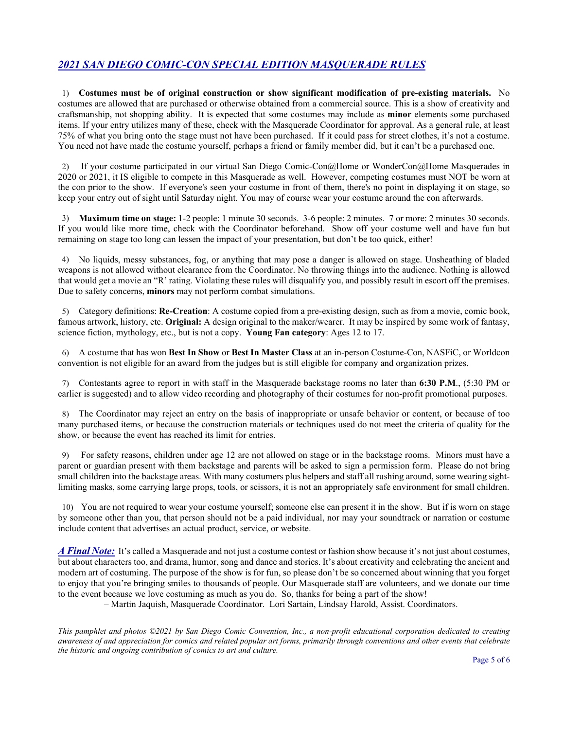## *2021 SAN DIEGO COMIC-CON SPECIAL EDITION MASQUERADE RULES*

1) **Costumes must be of original construction or show significant modification of pre-existing materials.** No costumes are allowed that are purchased or otherwise obtained from a commercial source. This is a show of creativity and craftsmanship, not shopping ability. It is expected that some costumes may include as **minor** elements some purchased items. If your entry utilizes many of these, check with the Masquerade Coordinator for approval. As a general rule, at least 75% of what you bring onto the stage must not have been purchased. If it could pass for street clothes, it's not a costume. You need not have made the costume yourself, perhaps a friend or family member did, but it can't be a purchased one.

2) If your costume participated in our virtual San Diego Comic-Con@Home or WonderCon@Home Masquerades in 2020 or 2021, it IS eligible to compete in this Masquerade as well. However, competing costumes must NOT be worn at the con prior to the show. If everyone's seen your costume in front of them, there's no point in displaying it on stage, so keep your entry out of sight until Saturday night. You may of course wear your costume around the con afterwards.

3) **Maximum time on stage:** 1-2 people: 1 minute 30 seconds. 3-6 people: 2 minutes. 7 or more: 2 minutes 30 seconds. If you would like more time, check with the Coordinator beforehand. Show off your costume well and have fun but remaining on stage too long can lessen the impact of your presentation, but don't be too quick, either!

4) No liquids, messy substances, fog, or anything that may pose a danger is allowed on stage. Unsheathing of bladed weapons is not allowed without clearance from the Coordinator. No throwing things into the audience. Nothing is allowed that would get a movie an "R' rating. Violating these rules will disqualify you, and possibly result in escort off the premises. Due to safety concerns, **minors** may not perform combat simulations.

5) Category definitions: **Re-Creation**: A costume copied from a pre-existing design, such as from a movie, comic book, famous artwork, history, etc. **Original:** A design original to the maker/wearer. It may be inspired by some work of fantasy, science fiction, mythology, etc., but is not a copy. **Young Fan category**: Ages 12 to 17.

6) A costume that has won **Best In Show** or **Best In Master Class** at an in-person Costume-Con, NASFiC, or Worldcon convention is not eligible for an award from the judges but is still eligible for company and organization prizes.

7) Contestants agree to report in with staff in the Masquerade backstage rooms no later than **6:30 P.M**., (5:30 PM or earlier is suggested) and to allow video recording and photography of their costumes for non-profit promotional purposes.

8) The Coordinator may reject an entry on the basis of inappropriate or unsafe behavior or content, or because of too many purchased items, or because the construction materials or techniques used do not meet the criteria of quality for the show, or because the event has reached its limit for entries.

9) For safety reasons, children under age 12 are not allowed on stage or in the backstage rooms. Minors must have a parent or guardian present with them backstage and parents will be asked to sign a permission form. Please do not bring small children into the backstage areas. With many costumers plus helpers and staff all rushing around, some wearing sight-limiting masks, some carrying large props, tools, or scissors, it is not an appropriately safe environment for small children.

10) You are not required to wear your costume yourself; someone else can present it in the show. But if is worn on stage by someone other than you, that person should not be a paid individual, nor may your soundtrack or narration or costume include content that advertises an actual product, service, or website.

***A Final Note:*** It's called a Masquerade and not just a costume contest or fashion show because it's not just about costumes, but about characters too, and drama, humor, song and dance and stories. It's about creativity and celebrating the ancient and modern art of costuming. The purpose of the show is for fun, so please don't be so concerned about winning that you forget to enjoy that you're bringing smiles to thousands of people. Our Masquerade staff are volunteers, and we donate our time to the event because we love costuming as much as you do. So, thanks for being a part of the show!

– Martin Jaquish, Masquerade Coordinator. Lori Sartain, Lindsay Harold, Assist. Coordinators.

*This pamphlet and photos ©2021 by San Diego Comic Convention, Inc., a non-profit educational corporation dedicated to creating awareness of and appreciation for comics and related popular art forms, primarily through conventions and other events that celebrate the historic and ongoing contribution of comics to art and culture.*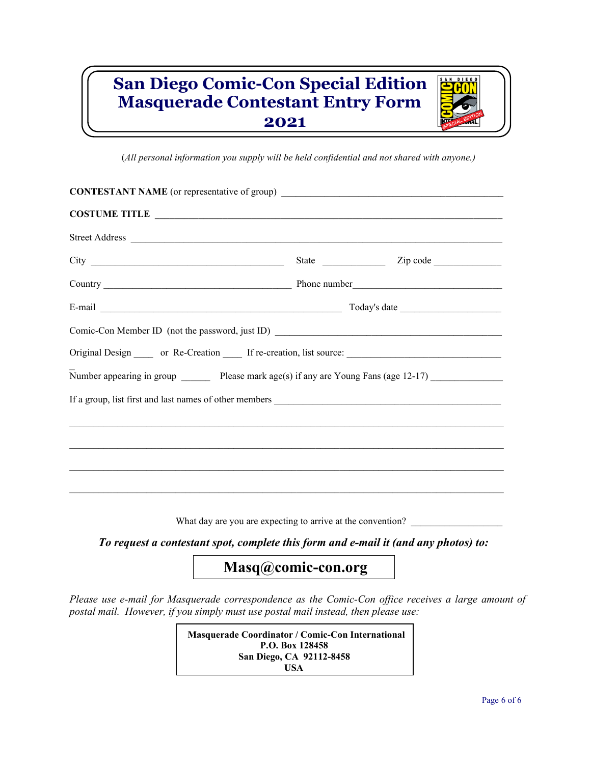# San Diego Comic-Con Special Edition Masquerade Contestant Entry Form 2021

(*All personal information you supply will be held confidential and not shared with anyone.*)

**CONTESTANT NAME** (or representative of group) ______________________________________________

**COSTUME TITLE** ______________________________________________

Street Address ______________________________________________

City ________________________________ State ____________ Zip code ____________

Country ________________________________ Phone number ______________________________

E-mail ________________________________________ Today's date ____________________

Comic-Con Member ID (not the password, just ID) ______________________________________________

Original Design ____ or Re-Creation ____ If re-creation, list source: ______________________________

Number appearing in group ______ Please mark age(s) if any are Young Fans (age 12-17) ______________

If a group, list first and last names of other members ______________________________________________

______________________________________________________________________________

______________________________________________________________________________

______________________________________________________________________________

______________________________________________________________________________

What day are you are expecting to arrive at the convention? __________________

***To request a contestant spot, complete this form and e-mail it (and any photos) to:***

**Masq@comic-con.org**

*Please use e-mail for Masquerade correspondence as the Comic-Con office receives a large amount of postal mail. However, if you simply must use postal mail instead, then please use:*

**Masquerade Coordinator / Comic-Con International**
**P.O. Box 128458**
**San Diego, CA 92112-8458**
**USA**